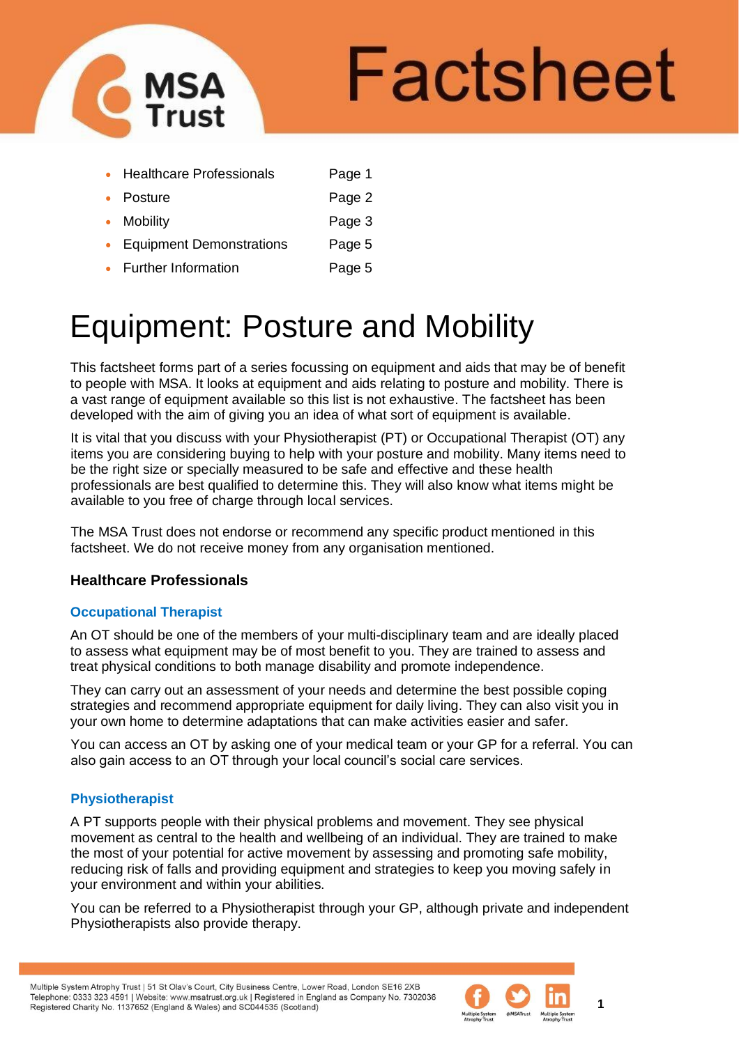# Factsheet

- Healthcare Professionals Page 1
- Posture Page 2
- Mobility Page 3
- Equipment Demonstrations Page 5
- Further Information Page 5

# Equipment: Posture and Mobility

This factsheet forms part of a series focussing on equipment and aids that may be of benefit to people with MSA. It looks at equipment and aids relating to posture and mobility. There is a vast range of equipment available so this list is not exhaustive. The factsheet has been developed with the aim of giving you an idea of what sort of equipment is available.

It is vital that you discuss with your Physiotherapist (PT) or Occupational Therapist (OT) any items you are considering buying to help with your posture and mobility. Many items need to be the right size or specially measured to be safe and effective and these health professionals are best qualified to determine this. They will also know what items might be available to you free of charge through local services.

The MSA Trust does not endorse or recommend any specific product mentioned in this factsheet. We do not receive money from any organisation mentioned.

## Healthcare Professionals

### Occupational Therapist

An OT should be one of the members of your multi-disciplinary team and are ideally placed to assess what equipment may be of most benefit to you. They are trained to assess and treat physical conditions to both manage disability and promote independence.

They can carry out an assessment of your needs and determine the best possible coping strategies and recommend appropriate equipment for daily living. They can also visit you in your own home to determine adaptations that can make activities easier and safer.

You can access an OT by asking one of your medical team or your GP for a referral. You can also gain access to an OT through your local council's social care services.

### Physiotherapist

A PT supports people with their physical problems and movement. They see physical movement as central to the health and wellbeing of an individual. They are trained to make the most of your potential for active movement by assessing and promoting safe mobility, reducing risk of falls and providing equipment and strategies to keep you moving safely in your environment and within your abilities.

You can be referred to a Physiotherapist through your GP, although private and independent Physiotherapists also provide therapy.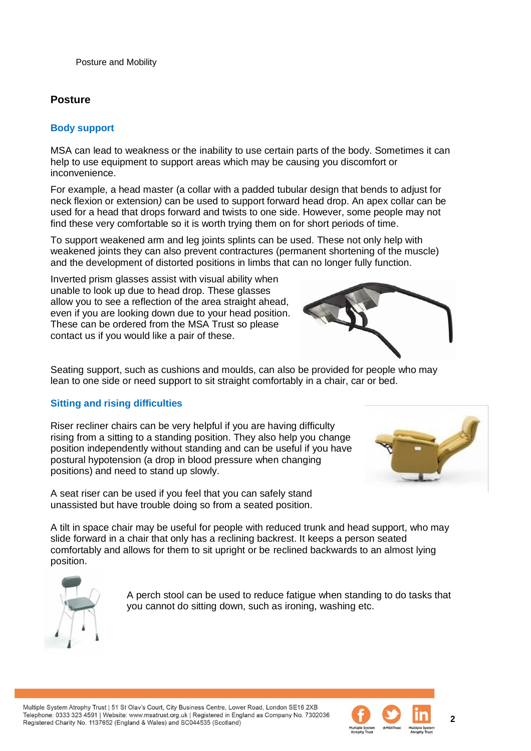## Posture

### Body support

MSA can lead to weakness or the inability to use certain parts of the body. Sometimes it can help to use equipment to support areas which may be causing you discomfort or inconvenience.

For example, a head master (a collar with a padded tubular design that bends to adjust for neck flexion or extension) can be used to support forward head drop. An apex collar can be used for a head that drops forward and twists to one side. However, some people may not find these very comfortable so it is worth trying them on for short periods of time.

To support weakened arm and leg joints splints can be used. These not only help with weakened joints they can also prevent contractures (permanent shortening of the muscle) and the development of distorted positions in limbs that can no longer fully function.

Inverted prism glasses assist with visual ability when unable to look up due to head drop. These glasses allow you to see a reflection of the area straight ahead, even if you are looking down due to your head position. These can be ordered from the MSA Trust so please contact us if you would like a pair of these.

Seating support, such as cushions and moulds, can also be provided for people who may lean to one side or need support to sit straight comfortably in a chair, car or bed.

### Sitting and rising difficulties

Riser recliner chairs can be very helpful if you are having difficulty rising from a sitting to a standing position. They also help you change position independently without standing and can be useful if you have postural hypotension (a drop in blood pressure when changing positions) and need to stand up slowly.

A seat riser can be used if you feel that you can safely stand unassisted but have trouble doing so from a seated position.

A tilt in space chair may be useful for people with reduced trunk and head support, who may slide forward in a chair that only has a reclining backrest. It keeps a person seated comfortably and allows for them to sit upright or be reclined backwards to an almost lying position.

A perch stool can be used to reduce fatigue when standing to do tasks that you cannot do sitting down, such as ironing, washing etc.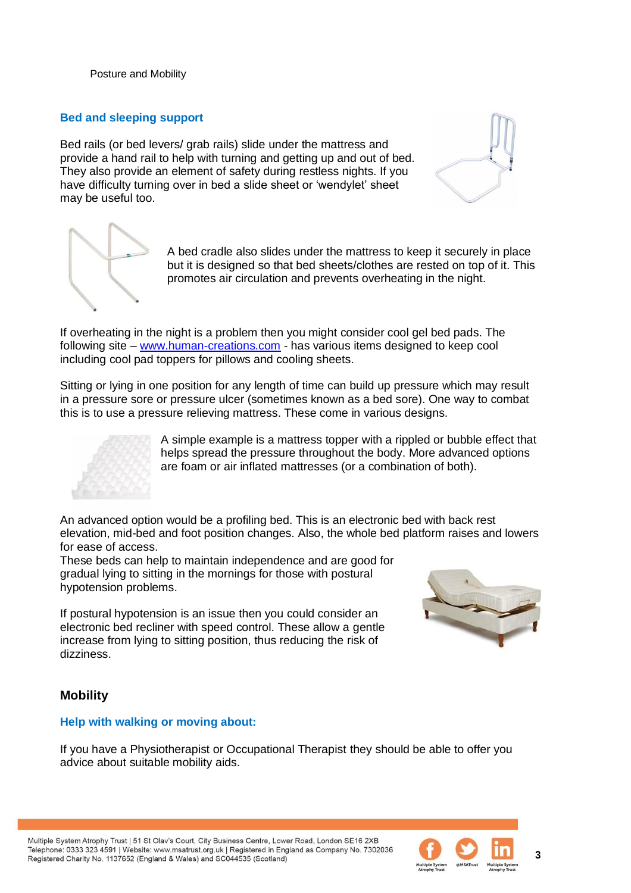Posture and Mobility

## Bed and sleeping support

Bed rails (or bed levers/ grab rails) slide under the mattress and provide a hand rail to help with turning and getting up and out of bed. They also provide an element of safety during restless nights. If you have difficulty turning over in bed a slide sheet or 'wendylet' sheet may be useful too.

A bed cradle also slides under the mattress to keep it securely in place but it is designed so that bed sheets/clothes are rested on top of it. This promotes air circulation and prevents overheating in the night.

If overheating in the night is a problem then you might consider cool gel bed pads. The following site – [www.human-creations.com](http://www.human-creations.com) - has various items designed to keep cool including cool pad toppers for pillows and cooling sheets.

Sitting or lying in one position for any length of time can build up pressure which may result in a pressure sore or pressure ulcer (sometimes known as a bed sore). One way to combat this is to use a pressure relieving mattress. These come in various designs.

A simple example is a mattress topper with a rippled or bubble effect that helps spread the pressure throughout the body. More advanced options are foam or air inflated mattresses (or a combination of both).

An advanced option would be a profiling bed. This is an electronic bed with back rest elevation, mid-bed and foot position changes. Also, the whole bed platform raises and lowers for ease of access.
These beds can help to maintain independence and are good for gradual lying to sitting in the mornings for those with postural hypotension problems.

If postural hypotension is an issue then you could consider an electronic bed recliner with speed control. These allow a gentle increase from lying to sitting position, thus reducing the risk of dizziness.

# Mobility

## Help with walking or moving about:

If you have a Physiotherapist or Occupational Therapist they should be able to offer you advice about suitable mobility aids.

Multiple System Atrophy Trust | 51 St Olav's Court, City Business Centre, Lower Road, London SE16 2XB
Telephone: 0333 323 4591 | Website: www.msatrust.org.uk | Registered in England as Company No. 7302036
Registered Charity No. 1137652 (England & Wales) and SC044535 (Scotland)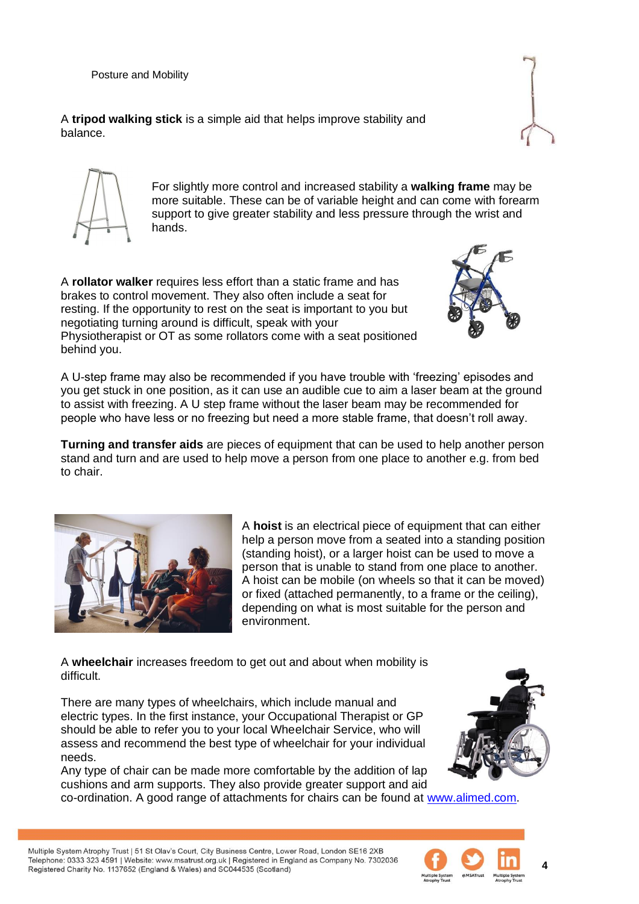Posture and Mobility

A **tripod walking stick** is a simple aid that helps improve stability and balance.

For slightly more control and increased stability a **walking frame** may be more suitable. These can be of variable height and can come with forearm support to give greater stability and less pressure through the wrist and hands.

A **rollator walker** requires less effort than a static frame and has brakes to control movement. They also often include a seat for resting. If the opportunity to rest on the seat is important to you but negotiating turning around is difficult, speak with your Physiotherapist or OT as some rollators come with a seat positioned behind you.

A U-step frame may also be recommended if you have trouble with 'freezing' episodes and you get stuck in one position, as it can use an audible cue to aim a laser beam at the ground to assist with freezing. A U step frame without the laser beam may be recommended for people who have less or no freezing but need a more stable frame, that doesn't roll away.

**Turning and transfer aids** are pieces of equipment that can be used to help another person stand and turn and are used to help move a person from one place to another e.g. from bed to chair.

A **hoist** is an electrical piece of equipment that can either help a person move from a seated into a standing position (standing hoist), or a larger hoist can be used to move a person that is unable to stand from one place to another. A hoist can be mobile (on wheels so that it can be moved) or fixed (attached permanently, to a frame or the ceiling), depending on what is most suitable for the person and environment.

A **wheelchair** increases freedom to get out and about when mobility is difficult.

There are many types of wheelchairs, which include manual and electric types. In the first instance, your Occupational Therapist or GP should be able to refer you to your local Wheelchair Service, who will assess and recommend the best type of wheelchair for your individual needs.

Any type of chair can be made more comfortable by the addition of lap cushions and arm supports. They also provide greater support and aid co-ordination. A good range of attachments for chairs can be found at [www.alimed.com](http://www.alimed.com).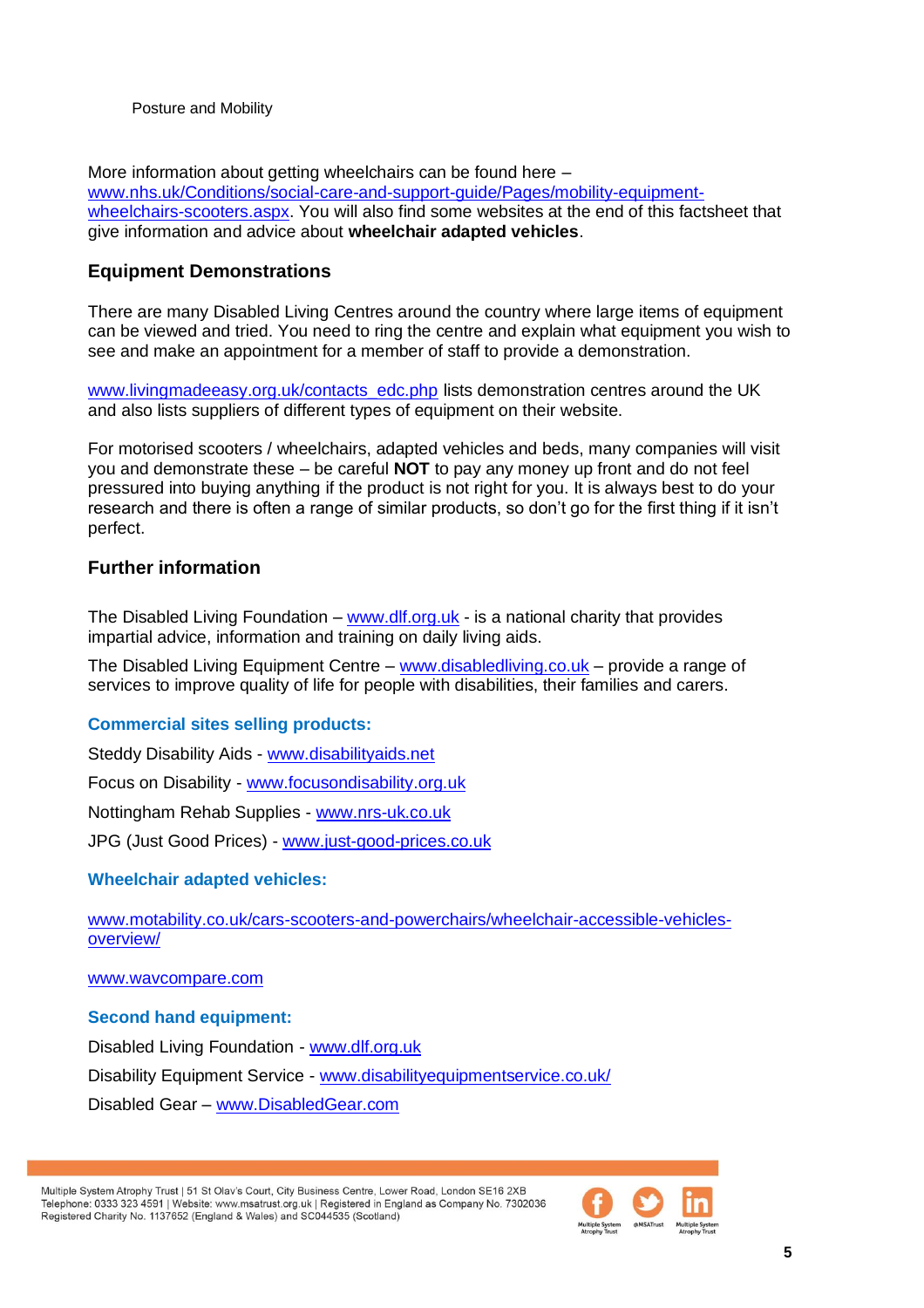Posture and Mobility

More information about getting wheelchairs can be found here – www.nhs.uk/Conditions/social-care-and-support-guide/Pages/mobility-equipment-wheelchairs-scooters.aspx. You will also find some websites at the end of this factsheet that give information and advice about **wheelchair adapted vehicles**.

## Equipment Demonstrations

There are many Disabled Living Centres around the country where large items of equipment can be viewed and tried. You need to ring the centre and explain what equipment you wish to see and make an appointment for a member of staff to provide a demonstration.

www.livingmadeeasy.org.uk/contacts_edc.php lists demonstration centres around the UK and also lists suppliers of different types of equipment on their website.

For motorised scooters / wheelchairs, adapted vehicles and beds, many companies will visit you and demonstrate these – be careful **NOT** to pay any money up front and do not feel pressured into buying anything if the product is not right for you. It is always best to do your research and there is often a range of similar products, so don't go for the first thing if it isn't perfect.

## Further information

The Disabled Living Foundation – www.dlf.org.uk - is a national charity that provides impartial advice, information and training on daily living aids.

The Disabled Living Equipment Centre – www.disabledliving.co.uk – provide a range of services to improve quality of life for people with disabilities, their families and carers.

### Commercial sites selling products:

Steddy Disability Aids - www.disabilityaids.net

Focus on Disability - www.focusondisability.org.uk

Nottingham Rehab Supplies - www.nrs-uk.co.uk

JPG (Just Good Prices) - www.just-good-prices.co.uk

### Wheelchair adapted vehicles:

www.motability.co.uk/cars-scooters-and-powerchairs/wheelchair-accessible-vehicles-overview/

www.wavcompare.com

### Second hand equipment:

Disabled Living Foundation - www.dlf.org.uk

Disability Equipment Service - www.disabilityequipmentservice.co.uk/

Disabled Gear – www.DisabledGear.com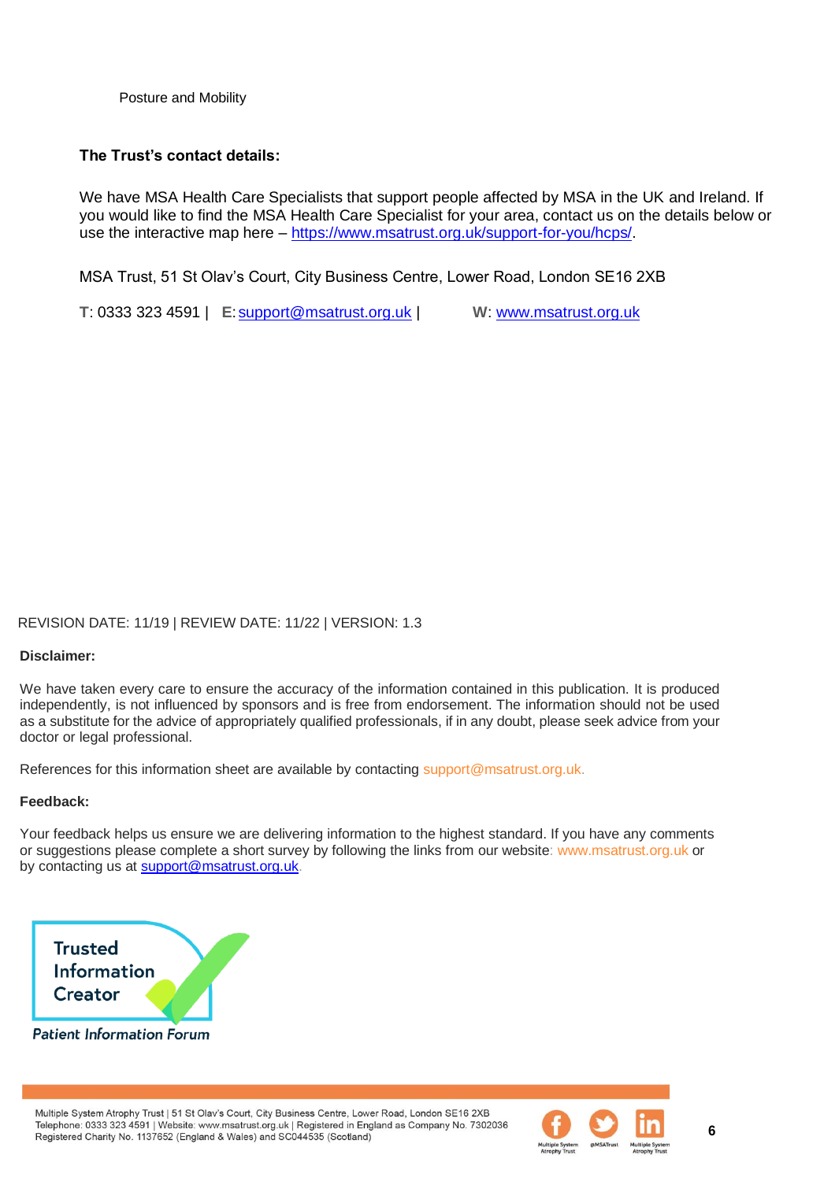Posture and Mobility

**The Trust's contact details:**

We have MSA Health Care Specialists that support people affected by MSA in the UK and Ireland. If you would like to find the MSA Health Care Specialist for your area, contact us on the details below or use the interactive map here – https://www.msatrust.org.uk/support-for-you/hcps/.

MSA Trust, 51 St Olav's Court, City Business Centre, Lower Road, London SE16 2XB

**T**: 0333 323 4591 | **E**: support@msatrust.org.uk | **W**: www.msatrust.org.uk

REVISION DATE: 11/19 | REVIEW DATE: 11/22 | VERSION: 1.3

**Disclaimer:**

We have taken every care to ensure the accuracy of the information contained in this publication. It is produced independently, is not influenced by sponsors and is free from endorsement. The information should not be used as a substitute for the advice of appropriately qualified professionals, if in any doubt, please seek advice from your doctor or legal professional.

References for this information sheet are available by contacting support@msatrust.org.uk.

**Feedback:**

Your feedback helps us ensure we are delivering information to the highest standard. If you have any comments or suggestions please complete a short survey by following the links from our website: www.msatrust.org.uk or by contacting us at support@msatrust.org.uk.

Trusted Information Creator

Patient Information Forum

Multiple System Atrophy Trust | 51 St Olav's Court, City Business Centre, Lower Road, London SE16 2XB
Telephone: 0333 323 4591 | Website: www.msatrust.org.uk | Registered in England as Company No. 7302036
Registered Charity No. 1137652 (England & Wales) and SC044535 (Scotland)